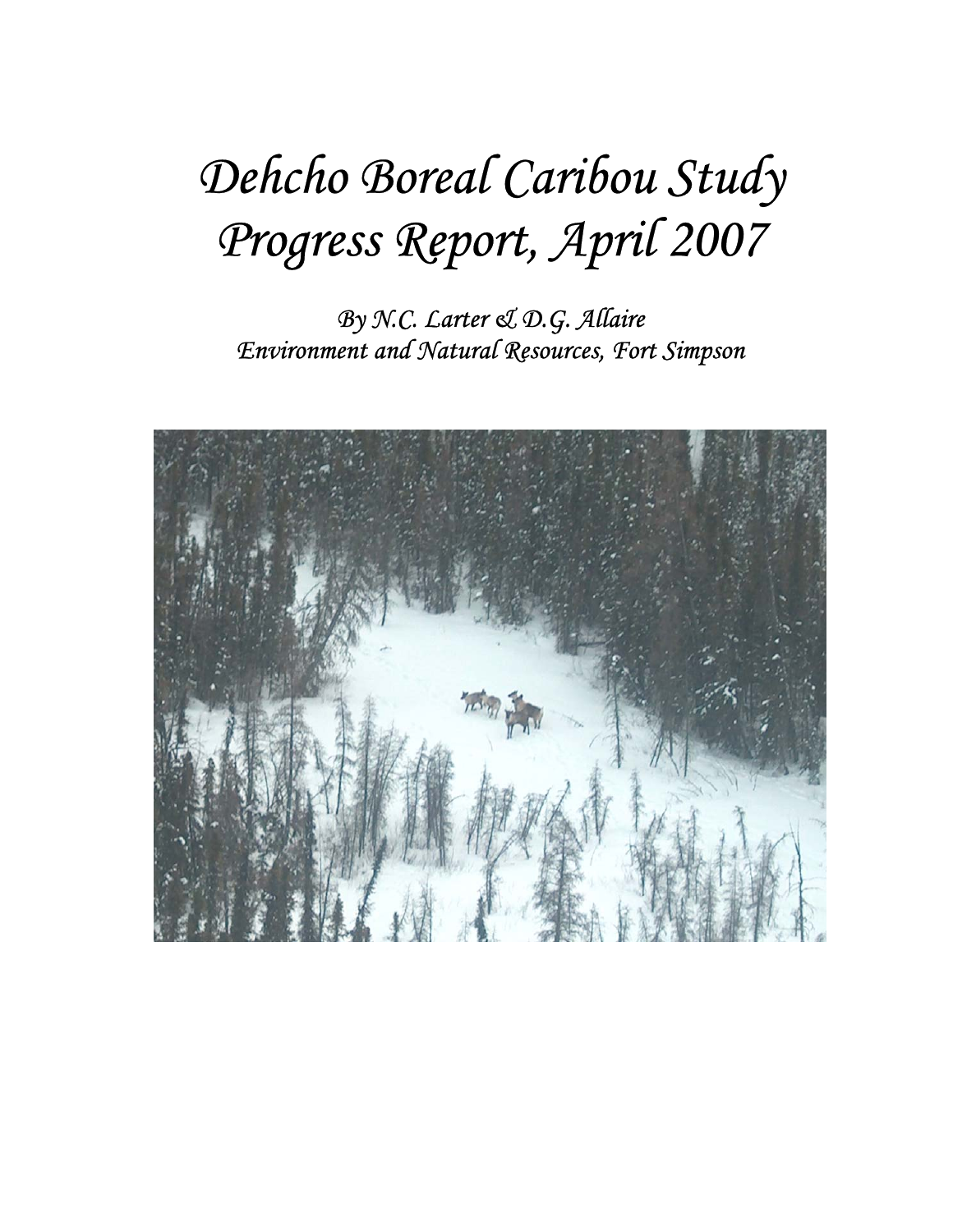# *Dehcho Boreal Caribou Study Progress Report, April 2007*

*By N.C. Larter & D.G. Allaire*
*Environment and Natural Resources, Fort Simpson*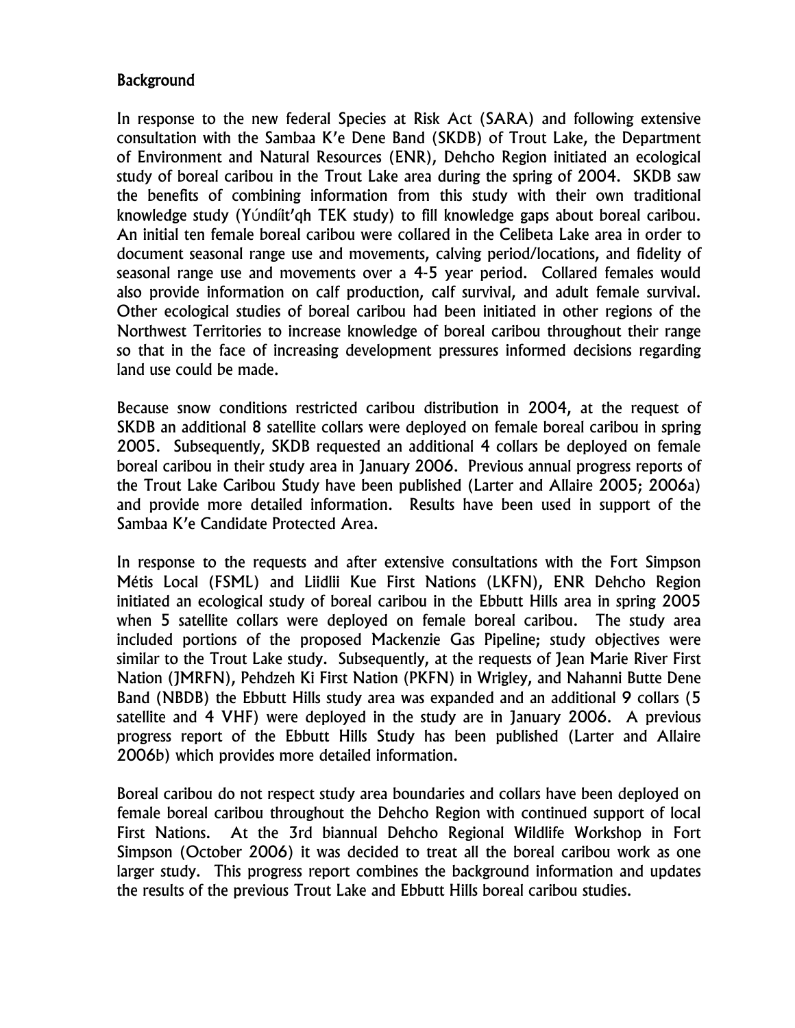## Background

In response to the new federal Species at Risk Act (SARA) and following extensive consultation with the Sambaa K'e Dene Band (SKDB) of Trout Lake, the Department of Environment and Natural Resources (ENR), Dehcho Region initiated an ecological study of boreal caribou in the Trout Lake area during the spring of 2004. SKDB saw the benefits of combining information from this study with their own traditional knowledge study (Yúndíit'qh TEK study) to fill knowledge gaps about boreal caribou. An initial ten female boreal caribou were collared in the Celibeta Lake area in order to document seasonal range use and movements, calving period/locations, and fidelity of seasonal range use and movements over a 4-5 year period. Collared females would also provide information on calf production, calf survival, and adult female survival. Other ecological studies of boreal caribou had been initiated in other regions of the Northwest Territories to increase knowledge of boreal caribou throughout their range so that in the face of increasing development pressures informed decisions regarding land use could be made.

Because snow conditions restricted caribou distribution in 2004, at the request of SKDB an additional 8 satellite collars were deployed on female boreal caribou in spring 2005. Subsequently, SKDB requested an additional 4 collars be deployed on female boreal caribou in their study area in January 2006. Previous annual progress reports of the Trout Lake Caribou Study have been published (Larter and Allaire 2005; 2006a) and provide more detailed information. Results have been used in support of the Sambaa K'e Candidate Protected Area.

In response to the requests and after extensive consultations with the Fort Simpson Métis Local (FSML) and Liidlii Kue First Nations (LKFN), ENR Dehcho Region initiated an ecological study of boreal caribou in the Ebbutt Hills area in spring 2005 when 5 satellite collars were deployed on female boreal caribou. The study area included portions of the proposed Mackenzie Gas Pipeline; study objectives were similar to the Trout Lake study. Subsequently, at the requests of Jean Marie River First Nation (JMRFN), Pehdzeh Ki First Nation (PKFN) in Wrigley, and Nahanni Butte Dene Band (NBDB) the Ebbutt Hills study area was expanded and an additional 9 collars (5 satellite and 4 VHF) were deployed in the study are in January 2006. A previous progress report of the Ebbutt Hills Study has been published (Larter and Allaire 2006b) which provides more detailed information.

Boreal caribou do not respect study area boundaries and collars have been deployed on female boreal caribou throughout the Dehcho Region with continued support of local First Nations. At the 3rd biannual Dehcho Regional Wildlife Workshop in Fort Simpson (October 2006) it was decided to treat all the boreal caribou work as one larger study. This progress report combines the background information and updates the results of the previous Trout Lake and Ebbutt Hills boreal caribou studies.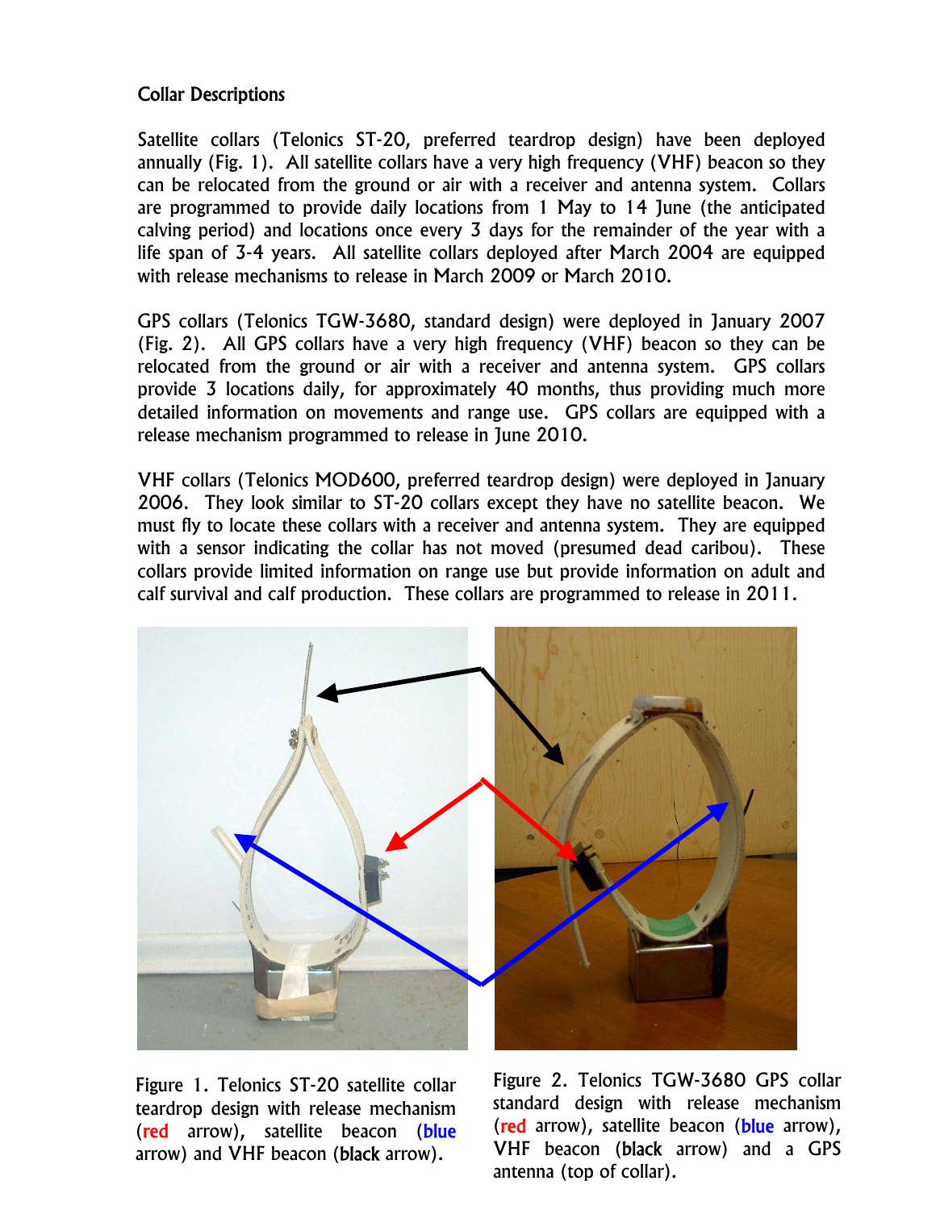## Collar Descriptions

Satellite collars (Telonics ST-20, preferred teardrop design) have been deployed annually (Fig. 1). All satellite collars have a very high frequency (VHF) beacon so they can be relocated from the ground or air with a receiver and antenna system. Collars are programmed to provide daily locations from 1 May to 14 June (the anticipated calving period) and locations once every 3 days for the remainder of the year with a life span of 3-4 years. All satellite collars deployed after March 2004 are equipped with release mechanisms to release in March 2009 or March 2010.

GPS collars (Telonics TGW-3680, standard design) were deployed in January 2007 (Fig. 2). All GPS collars have a very high frequency (VHF) beacon so they can be relocated from the ground or air with a receiver and antenna system. GPS collars provide 3 locations daily, for approximately 40 months, thus providing much more detailed information on movements and range use. GPS collars are equipped with a release mechanism programmed to release in June 2010.

VHF collars (Telonics MOD600, preferred teardrop design) were deployed in January 2006. They look similar to ST-20 collars except they have no satellite beacon. We must fly to locate these collars with a receiver and antenna system. They are equipped with a sensor indicating the collar has not moved (presumed dead caribou). These collars provide limited information on range use but provide information on adult and calf survival and calf production. These collars are programmed to release in 2011.

Figure 1. Telonics ST-20 satellite collar teardrop design with release mechanism (red arrow), satellite beacon (blue arrow) and VHF beacon (black arrow).

Figure 2. Telonics TGW-3680 GPS collar standard design with release mechanism (red arrow), satellite beacon (blue arrow), VHF beacon (black arrow) and a GPS antenna (top of collar).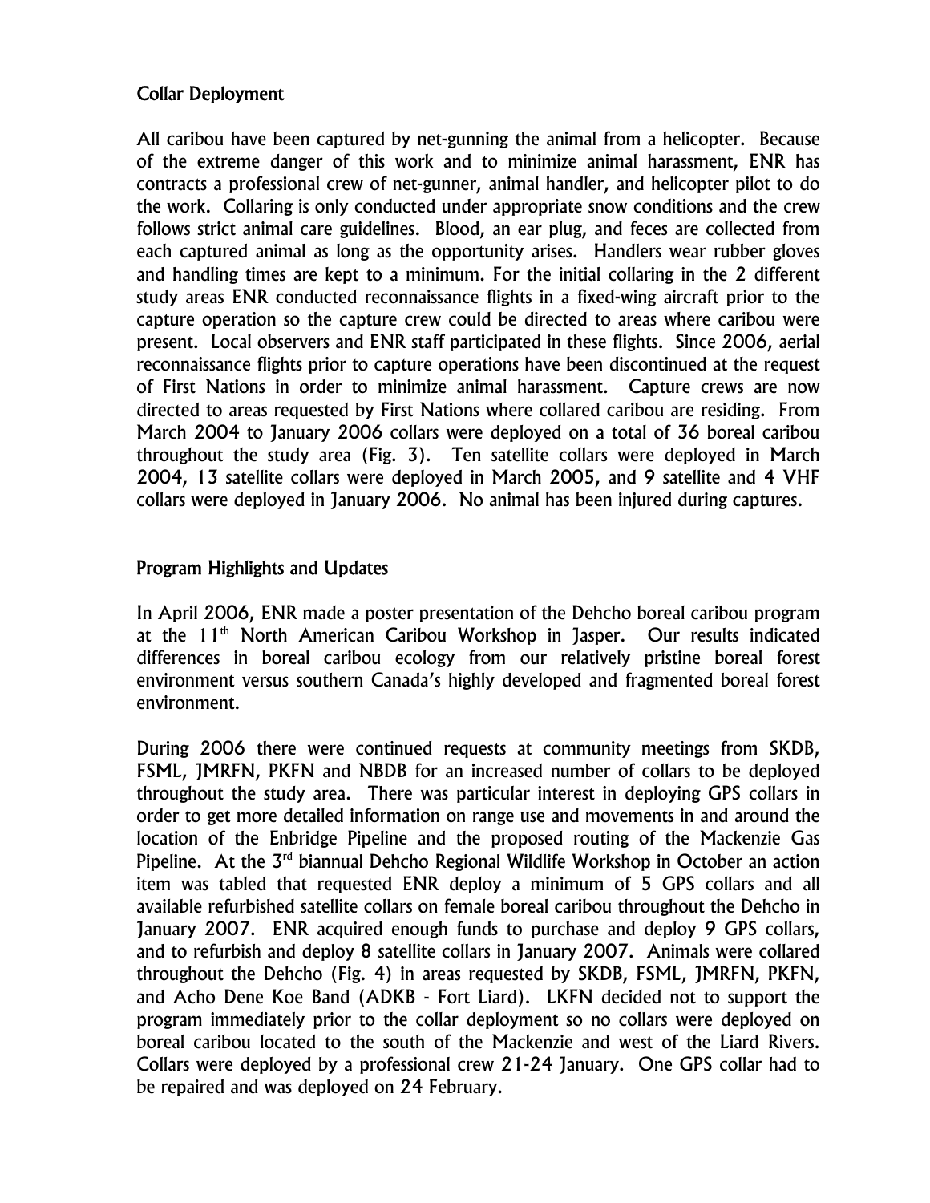## Collar Deployment

All caribou have been captured by net-gunning the animal from a helicopter. Because of the extreme danger of this work and to minimize animal harassment, ENR has contracts a professional crew of net-gunner, animal handler, and helicopter pilot to do the work. Collaring is only conducted under appropriate snow conditions and the crew follows strict animal care guidelines. Blood, an ear plug, and feces are collected from each captured animal as long as the opportunity arises. Handlers wear rubber gloves and handling times are kept to a minimum. For the initial collaring in the 2 different study areas ENR conducted reconnaissance flights in a fixed-wing aircraft prior to the capture operation so the capture crew could be directed to areas where caribou were present. Local observers and ENR staff participated in these flights. Since 2006, aerial reconnaissance flights prior to capture operations have been discontinued at the request of First Nations in order to minimize animal harassment. Capture crews are now directed to areas requested by First Nations where collared caribou are residing. From March 2004 to January 2006 collars were deployed on a total of 36 boreal caribou throughout the study area (Fig. 3). Ten satellite collars were deployed in March 2004, 13 satellite collars were deployed in March 2005, and 9 satellite and 4 VHF collars were deployed in January 2006. No animal has been injured during captures.

## Program Highlights and Updates

In April 2006, ENR made a poster presentation of the Dehcho boreal caribou program at the 11th North American Caribou Workshop in Jasper. Our results indicated differences in boreal caribou ecology from our relatively pristine boreal forest environment versus southern Canada's highly developed and fragmented boreal forest environment.

During 2006 there were continued requests at community meetings from SKDB, FSML, JMRFN, PKFN and NBDB for an increased number of collars to be deployed throughout the study area. There was particular interest in deploying GPS collars in order to get more detailed information on range use and movements in and around the location of the Enbridge Pipeline and the proposed routing of the Mackenzie Gas Pipeline. At the 3rd biannual Dehcho Regional Wildlife Workshop in October an action item was tabled that requested ENR deploy a minimum of 5 GPS collars and all available refurbished satellite collars on female boreal caribou throughout the Dehcho in January 2007. ENR acquired enough funds to purchase and deploy 9 GPS collars, and to refurbish and deploy 8 satellite collars in January 2007. Animals were collared throughout the Dehcho (Fig. 4) in areas requested by SKDB, FSML, JMRFN, PKFN, and Acho Dene Koe Band (ADKB - Fort Liard). LKFN decided not to support the program immediately prior to the collar deployment so no collars were deployed on boreal caribou located to the south of the Mackenzie and west of the Liard Rivers. Collars were deployed by a professional crew 21-24 January. One GPS collar had to be repaired and was deployed on 24 February.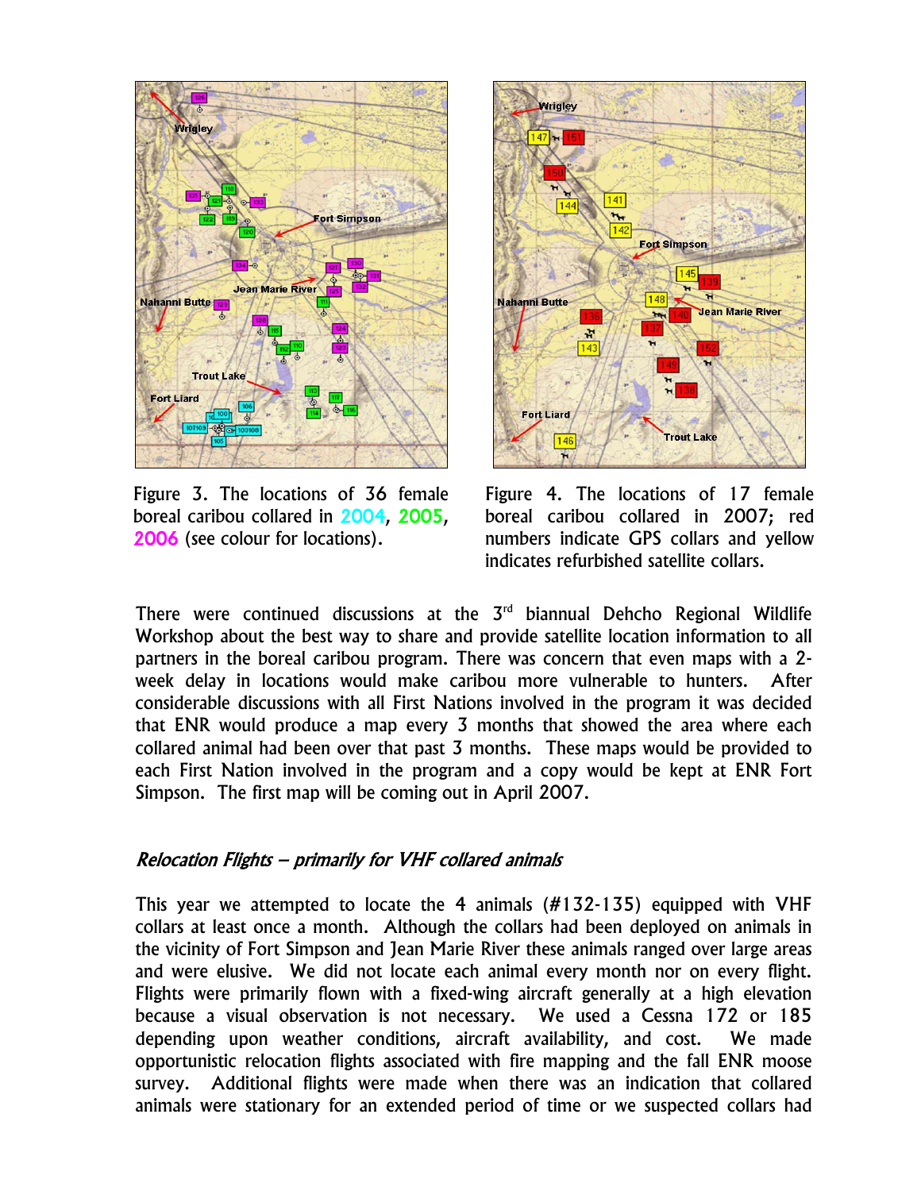Figure 3. The locations of 36 female boreal caribou collared in 2004, 2005, 2006 (see colour for locations).

Figure 4. The locations of 17 female boreal caribou collared in 2007; red numbers indicate GPS collars and yellow indicates refurbished satellite collars.

There were continued discussions at the 3rd biannual Dehcho Regional Wildlife Workshop about the best way to share and provide satellite location information to all partners in the boreal caribou program. There was concern that even maps with a 2-week delay in locations would make caribou more vulnerable to hunters. After considerable discussions with all First Nations involved in the program it was decided that ENR would produce a map every 3 months that showed the area where each collared animal had been over that past 3 months. These maps would be provided to each First Nation involved in the program and a copy would be kept at ENR Fort Simpson. The first map will be coming out in April 2007.

### *Relocation Flights – primarily for VHF collared animals*

This year we attempted to locate the 4 animals (#132-135) equipped with VHF collars at least once a month. Although the collars had been deployed on animals in the vicinity of Fort Simpson and Jean Marie River these animals ranged over large areas and were elusive. We did not locate each animal every month nor on every flight. Flights were primarily flown with a fixed-wing aircraft generally at a high elevation because a visual observation is not necessary. We used a Cessna 172 or 185 depending upon weather conditions, aircraft availability, and cost. We made opportunistic relocation flights associated with fire mapping and the fall ENR moose survey. Additional flights were made when there was an indication that collared animals were stationary for an extended period of time or we suspected collars had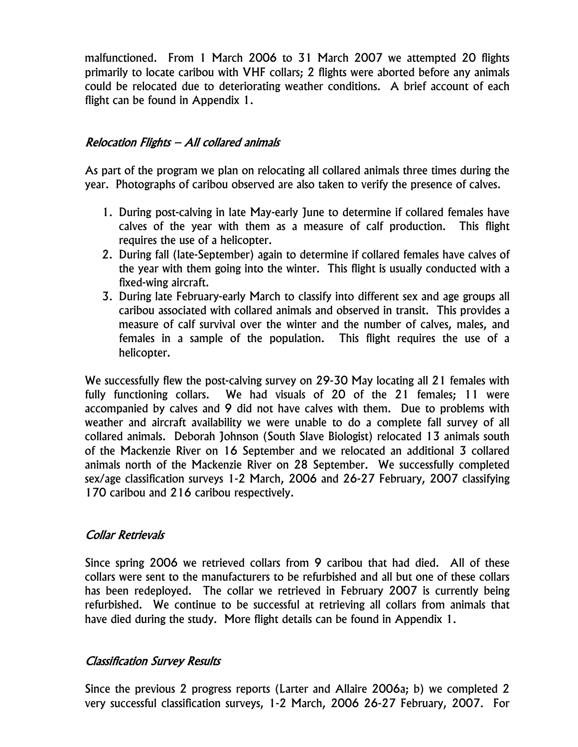malfunctioned. From 1 March 2006 to 31 March 2007 we attempted 20 flights primarily to locate caribou with VHF collars; 2 flights were aborted before any animals could be relocated due to deteriorating weather conditions. A brief account of each flight can be found in Appendix 1.

### *Relocation Flights – All collared animals*

As part of the program we plan on relocating all collared animals three times during the year. Photographs of caribou observed are also taken to verify the presence of calves.

1. During post-calving in late May-early June to determine if collared females have calves of the year with them as a measure of calf production. This flight requires the use of a helicopter.
2. During fall (late-September) again to determine if collared females have calves of the year with them going into the winter. This flight is usually conducted with a fixed-wing aircraft.
3. During late February-early March to classify into different sex and age groups all caribou associated with collared animals and observed in transit. This provides a measure of calf survival over the winter and the number of calves, males, and females in a sample of the population. This flight requires the use of a helicopter.

We successfully flew the post-calving survey on 29-30 May locating all 21 females with fully functioning collars. We had visuals of 20 of the 21 females; 11 were accompanied by calves and 9 did not have calves with them. Due to problems with weather and aircraft availability we were unable to do a complete fall survey of all collared animals. Deborah Johnson (South Slave Biologist) relocated 13 animals south of the Mackenzie River on 16 September and we relocated an additional 3 collared animals north of the Mackenzie River on 28 September. We successfully completed sex/age classification surveys 1-2 March, 2006 and 26-27 February, 2007 classifying 170 caribou and 216 caribou respectively.

### *Collar Retrievals*

Since spring 2006 we retrieved collars from 9 caribou that had died. All of these collars were sent to the manufacturers to be refurbished and all but one of these collars has been redeployed. The collar we retrieved in February 2007 is currently being refurbished. We continue to be successful at retrieving all collars from animals that have died during the study. More flight details can be found in Appendix 1.

### *Classification Survey Results*

Since the previous 2 progress reports (Larter and Allaire 2006a; b) we completed 2 very successful classification surveys, 1-2 March, 2006 26-27 February, 2007. For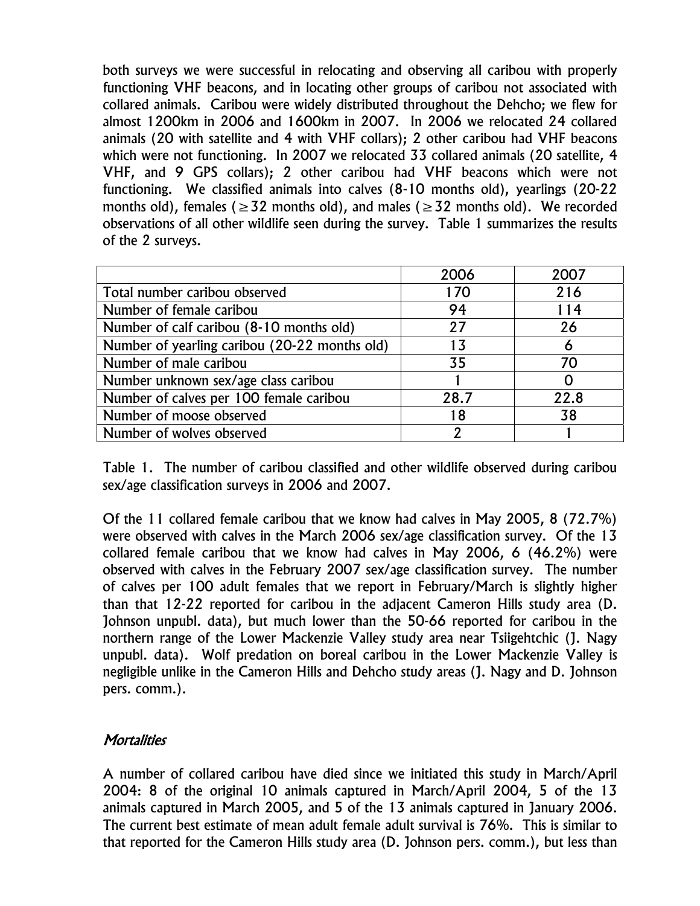both surveys we were successful in relocating and observing all caribou with properly functioning VHF beacons, and in locating other groups of caribou not associated with collared animals. Caribou were widely distributed throughout the Dehcho; we flew for almost 1200km in 2006 and 1600km in 2007. In 2006 we relocated 24 collared animals (20 with satellite and 4 with VHF collars); 2 other caribou had VHF beacons which were not functioning. In 2007 we relocated 33 collared animals (20 satellite, 4 VHF, and 9 GPS collars); 2 other caribou had VHF beacons which were not functioning. We classified animals into calves (8-10 months old), yearlings (20-22 months old), females ($\geq 32$ months old), and males ($\geq 32$ months old). We recorded observations of all other wildlife seen during the survey. Table 1 summarizes the results of the 2 surveys.

| | 2006 | 2007 |
|---|---|---|
| Total number caribou observed | 170 | 216 |
| Number of female caribou | 94 | 114 |
| Number of calf caribou (8-10 months old) | 27 | 26 |
| Number of yearling caribou (20-22 months old) | 13 | 6 |
| Number of male caribou | 35 | 70 |
| Number unknown sex/age class caribou | 1 | 0 |
| Number of calves per 100 female caribou | 28.7 | 22.8 |
| Number of moose observed | 18 | 38 |
| Number of wolves observed | 2 | 1 |

Table 1. The number of caribou classified and other wildlife observed during caribou sex/age classification surveys in 2006 and 2007.

Of the 11 collared female caribou that we know had calves in May 2005, 8 (72.7%) were observed with calves in the March 2006 sex/age classification survey. Of the 13 collared female caribou that we know had calves in May 2006, 6 (46.2%) were observed with calves in the February 2007 sex/age classification survey. The number of calves per 100 adult females that we report in February/March is slightly higher than that 12-22 reported for caribou in the adjacent Cameron Hills study area (D. Johnson unpubl. data), but much lower than the 50-66 reported for caribou in the northern range of the Lower Mackenzie Valley study area near Tsiigehtchic (J. Nagy unpubl. data). Wolf predation on boreal caribou in the Lower Mackenzie Valley is negligible unlike in the Cameron Hills and Dehcho study areas (J. Nagy and D. Johnson pers. comm.).

### *Mortalities*

A number of collared caribou have died since we initiated this study in March/April 2004: 8 of the original 10 animals captured in March/April 2004, 5 of the 13 animals captured in March 2005, and 5 of the 13 animals captured in January 2006. The current best estimate of mean adult female adult survival is 76%. This is similar to that reported for the Cameron Hills study area (D. Johnson pers. comm.), but less than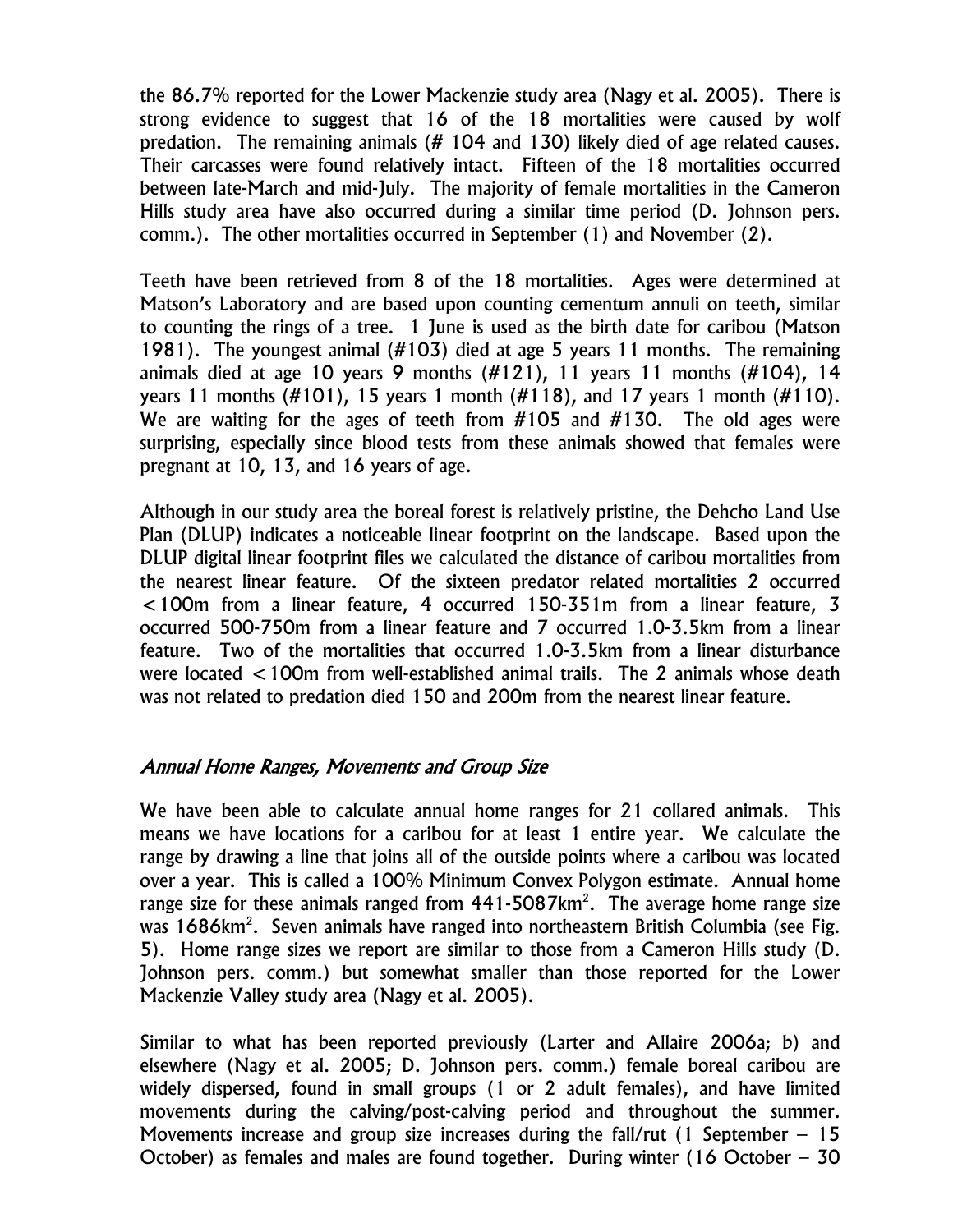the 86.7% reported for the Lower Mackenzie study area (Nagy et al. 2005). There is strong evidence to suggest that 16 of the 18 mortalities were caused by wolf predation. The remaining animals (# 104 and 130) likely died of age related causes. Their carcasses were found relatively intact. Fifteen of the 18 mortalities occurred between late-March and mid-July. The majority of female mortalities in the Cameron Hills study area have also occurred during a similar time period (D. Johnson pers. comm.). The other mortalities occurred in September (1) and November (2).

Teeth have been retrieved from 8 of the 18 mortalities. Ages were determined at Matson's Laboratory and are based upon counting cementum annuli on teeth, similar to counting the rings of a tree. 1 June is used as the birth date for caribou (Matson 1981). The youngest animal (#103) died at age 5 years 11 months. The remaining animals died at age 10 years 9 months (#121), 11 years 11 months (#104), 14 years 11 months (#101), 15 years 1 month (#118), and 17 years 1 month (#110). We are waiting for the ages of teeth from #105 and #130. The old ages were surprising, especially since blood tests from these animals showed that females were pregnant at 10, 13, and 16 years of age.

Although in our study area the boreal forest is relatively pristine, the Dehcho Land Use Plan (DLUP) indicates a noticeable linear footprint on the landscape. Based upon the DLUP digital linear footprint files we calculated the distance of caribou mortalities from the nearest linear feature. Of the sixteen predator related mortalities 2 occurred <100m from a linear feature, 4 occurred 150-351m from a linear feature, 3 occurred 500-750m from a linear feature and 7 occurred 1.0-3.5km from a linear feature. Two of the mortalities that occurred 1.0-3.5km from a linear disturbance were located <100m from well-established animal trails. The 2 animals whose death was not related to predation died 150 and 200m from the nearest linear feature.

## *Annual Home Ranges, Movements and Group Size*

We have been able to calculate annual home ranges for 21 collared animals. This means we have locations for a caribou for at least 1 entire year. We calculate the range by drawing a line that joins all of the outside points where a caribou was located over a year. This is called a 100% Minimum Convex Polygon estimate. Annual home range size for these animals ranged from 441-5087km$^2$. The average home range size was 1686km$^2$. Seven animals have ranged into northeastern British Columbia (see Fig. 5). Home range sizes we report are similar to those from a Cameron Hills study (D. Johnson pers. comm.) but somewhat smaller than those reported for the Lower Mackenzie Valley study area (Nagy et al. 2005).

Similar to what has been reported previously (Larter and Allaire 2006a; b) and elsewhere (Nagy et al. 2005; D. Johnson pers. comm.) female boreal caribou are widely dispersed, found in small groups (1 or 2 adult females), and have limited movements during the calving/post-calving period and throughout the summer. Movements increase and group size increases during the fall/rut (1 September – 15 October) as females and males are found together. During winter (16 October – 30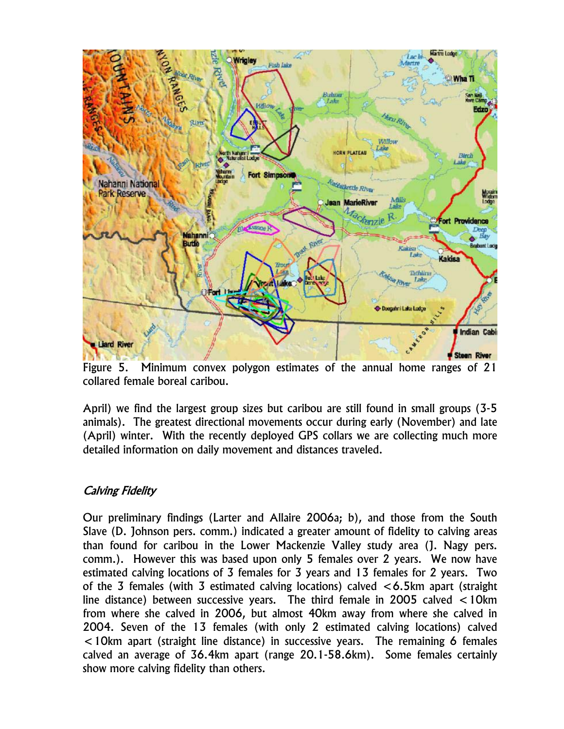Figure 5. Minimum convex polygon estimates of the annual home ranges of 21 collared female boreal caribou.

April) we find the largest group sizes but caribou are still found in small groups (3-5 animals). The greatest directional movements occur during early (November) and late (April) winter. With the recently deployed GPS collars we are collecting much more detailed information on daily movement and distances traveled.

### *Calving Fidelity*

Our preliminary findings (Larter and Allaire 2006a; b), and those from the South Slave (D. Johnson pers. comm.) indicated a greater amount of fidelity to calving areas than found for caribou in the Lower Mackenzie Valley study area (J. Nagy pers. comm.). However this was based upon only 5 females over 2 years. We now have estimated calving locations of 3 females for 3 years and 13 females for 2 years. Two of the 3 females (with 3 estimated calving locations) calved <6.5km apart (straight line distance) between successive years. The third female in 2005 calved <10km from where she calved in 2006, but almost 40km away from where she calved in 2004. Seven of the 13 females (with only 2 estimated calving locations) calved <10km apart (straight line distance) in successive years. The remaining 6 females calved an average of 36.4km apart (range 20.1-58.6km). Some females certainly show more calving fidelity than others.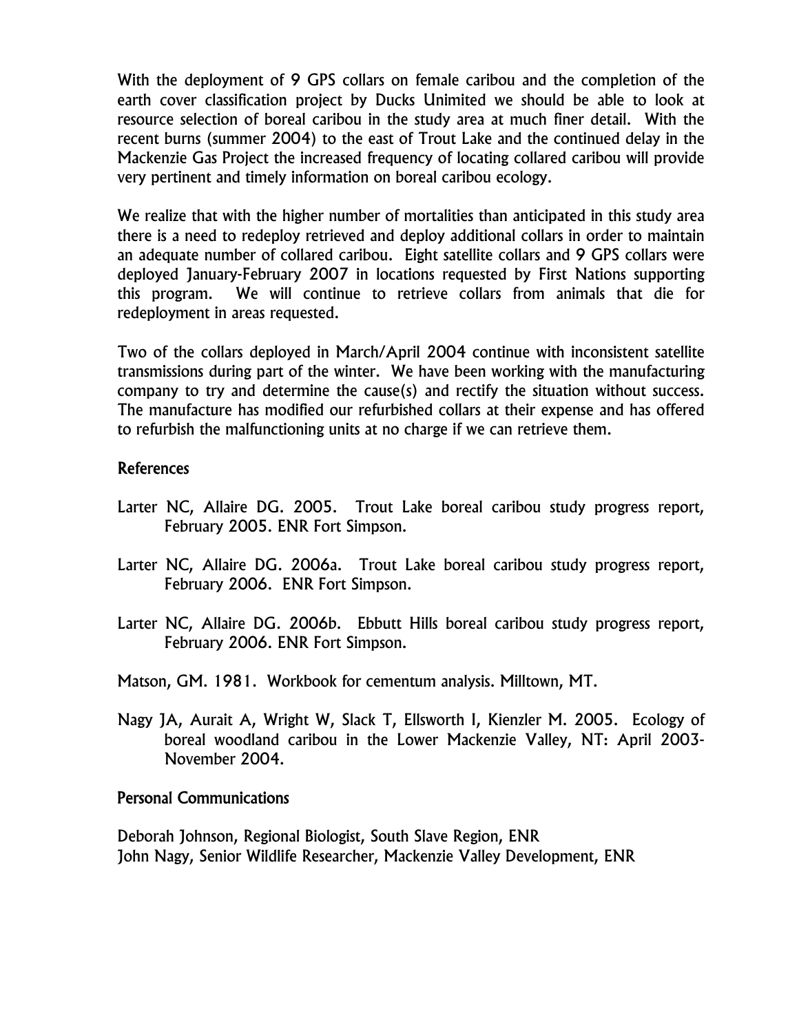With the deployment of 9 GPS collars on female caribou and the completion of the earth cover classification project by Ducks Unimited we should be able to look at resource selection of boreal caribou in the study area at much finer detail. With the recent burns (summer 2004) to the east of Trout Lake and the continued delay in the Mackenzie Gas Project the increased frequency of locating collared caribou will provide very pertinent and timely information on boreal caribou ecology.

We realize that with the higher number of mortalities than anticipated in this study area there is a need to redeploy retrieved and deploy additional collars in order to maintain an adequate number of collared caribou. Eight satellite collars and 9 GPS collars were deployed January-February 2007 in locations requested by First Nations supporting this program. We will continue to retrieve collars from animals that die for redeployment in areas requested.

Two of the collars deployed in March/April 2004 continue with inconsistent satellite transmissions during part of the winter. We have been working with the manufacturing company to try and determine the cause(s) and rectify the situation without success. The manufacture has modified our refurbished collars at their expense and has offered to refurbish the malfunctioning units at no charge if we can retrieve them.

## References

Larter NC, Allaire DG. 2005. Trout Lake boreal caribou study progress report, February 2005. ENR Fort Simpson.

Larter NC, Allaire DG. 2006a. Trout Lake boreal caribou study progress report, February 2006. ENR Fort Simpson.

Larter NC, Allaire DG. 2006b. Ebbutt Hills boreal caribou study progress report, February 2006. ENR Fort Simpson.

Matson, GM. 1981. Workbook for cementum analysis. Milltown, MT.

Nagy JA, Aurait A, Wright W, Slack T, Ellsworth I, Kienzler M. 2005. Ecology of boreal woodland caribou in the Lower Mackenzie Valley, NT: April 2003-November 2004.

## Personal Communications

Deborah Johnson, Regional Biologist, South Slave Region, ENR
John Nagy, Senior Wildlife Researcher, Mackenzie Valley Development, ENR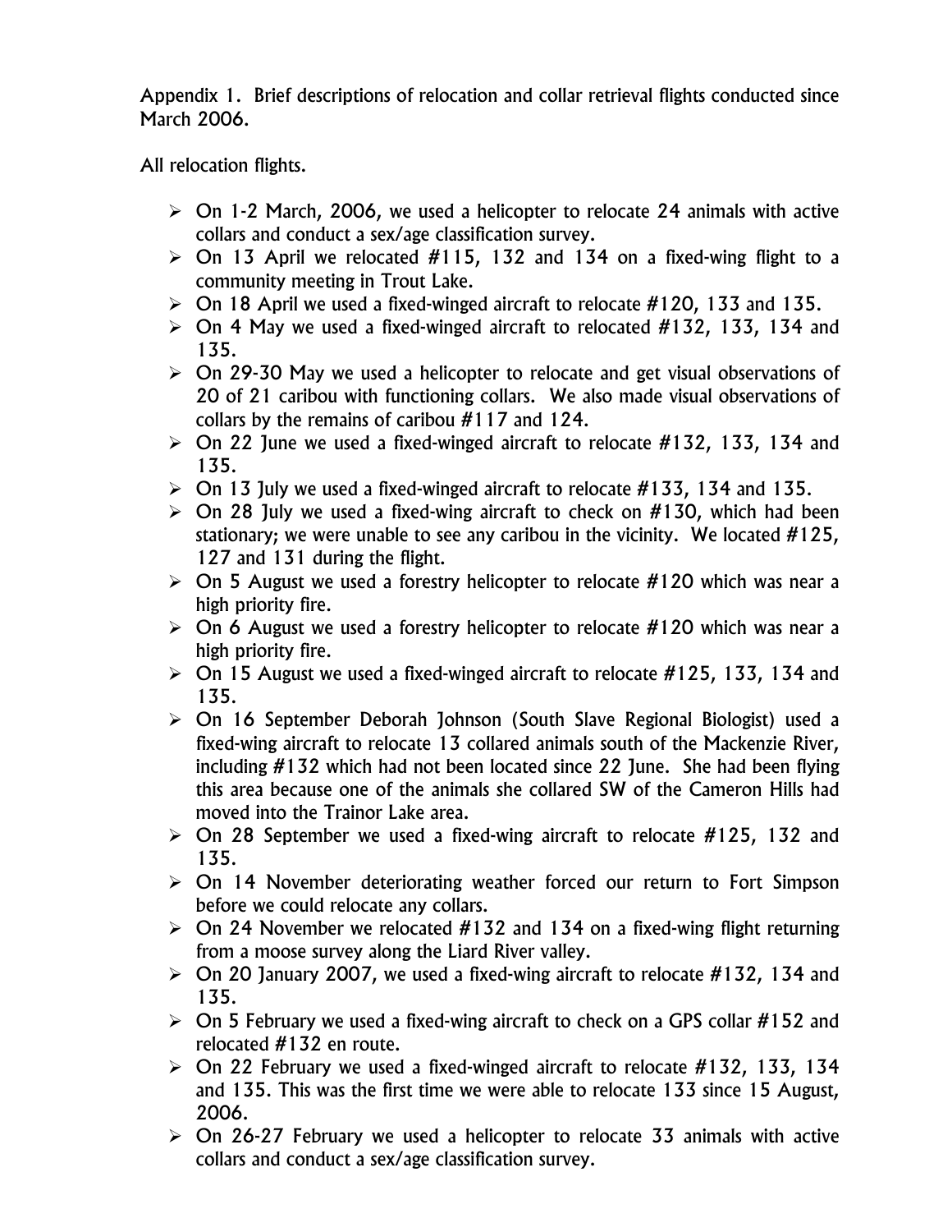Appendix 1. Brief descriptions of relocation and collar retrieval flights conducted since March 2006.

All relocation flights.

- On 1-2 March, 2006, we used a helicopter to relocate 24 animals with active collars and conduct a sex/age classification survey.
- On 13 April we relocated #115, 132 and 134 on a fixed-wing flight to a community meeting in Trout Lake.
- On 18 April we used a fixed-winged aircraft to relocate #120, 133 and 135.
- On 4 May we used a fixed-winged aircraft to relocated #132, 133, 134 and 135.
- On 29-30 May we used a helicopter to relocate and get visual observations of 20 of 21 caribou with functioning collars. We also made visual observations of collars by the remains of caribou #117 and 124.
- On 22 June we used a fixed-winged aircraft to relocate #132, 133, 134 and 135.
- On 13 July we used a fixed-winged aircraft to relocate #133, 134 and 135.
- On 28 July we used a fixed-wing aircraft to check on #130, which had been stationary; we were unable to see any caribou in the vicinity. We located #125, 127 and 131 during the flight.
- On 5 August we used a forestry helicopter to relocate #120 which was near a high priority fire.
- On 6 August we used a forestry helicopter to relocate #120 which was near a high priority fire.
- On 15 August we used a fixed-winged aircraft to relocate #125, 133, 134 and 135.
- On 16 September Deborah Johnson (South Slave Regional Biologist) used a fixed-wing aircraft to relocate 13 collared animals south of the Mackenzie River, including #132 which had not been located since 22 June. She had been flying this area because one of the animals she collared SW of the Cameron Hills had moved into the Trainor Lake area.
- On 28 September we used a fixed-wing aircraft to relocate #125, 132 and 135.
- On 14 November deteriorating weather forced our return to Fort Simpson before we could relocate any collars.
- On 24 November we relocated #132 and 134 on a fixed-wing flight returning from a moose survey along the Liard River valley.
- On 20 January 2007, we used a fixed-wing aircraft to relocate #132, 134 and 135.
- On 5 February we used a fixed-wing aircraft to check on a GPS collar #152 and relocated #132 en route.
- On 22 February we used a fixed-winged aircraft to relocate #132, 133, 134 and 135. This was the first time we were able to relocate 133 since 15 August, 2006.
- On 26-27 February we used a helicopter to relocate 33 animals with active collars and conduct a sex/age classification survey.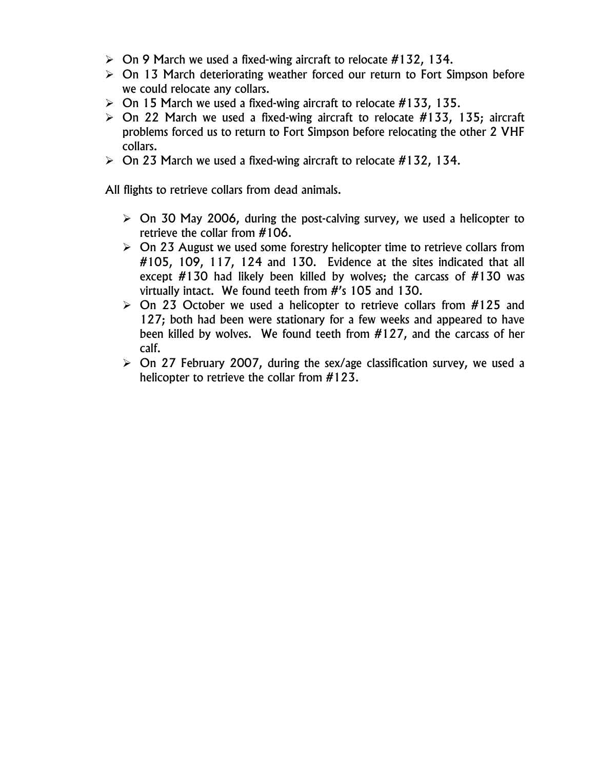- On 9 March we used a fixed-wing aircraft to relocate #132, 134.
- On 13 March deteriorating weather forced our return to Fort Simpson before we could relocate any collars.
- On 15 March we used a fixed-wing aircraft to relocate #133, 135.
- On 22 March we used a fixed-wing aircraft to relocate #133, 135; aircraft problems forced us to return to Fort Simpson before relocating the other 2 VHF collars.
- On 23 March we used a fixed-wing aircraft to relocate #132, 134.

All flights to retrieve collars from dead animals.

- On 30 May 2006, during the post-calving survey, we used a helicopter to retrieve the collar from #106.
- On 23 August we used some forestry helicopter time to retrieve collars from #105, 109, 117, 124 and 130. Evidence at the sites indicated that all except #130 had likely been killed by wolves; the carcass of #130 was virtually intact. We found teeth from #'s 105 and 130.
- On 23 October we used a helicopter to retrieve collars from #125 and 127; both had been were stationary for a few weeks and appeared to have been killed by wolves. We found teeth from #127, and the carcass of her calf.
- On 27 February 2007, during the sex/age classification survey, we used a helicopter to retrieve the collar from #123.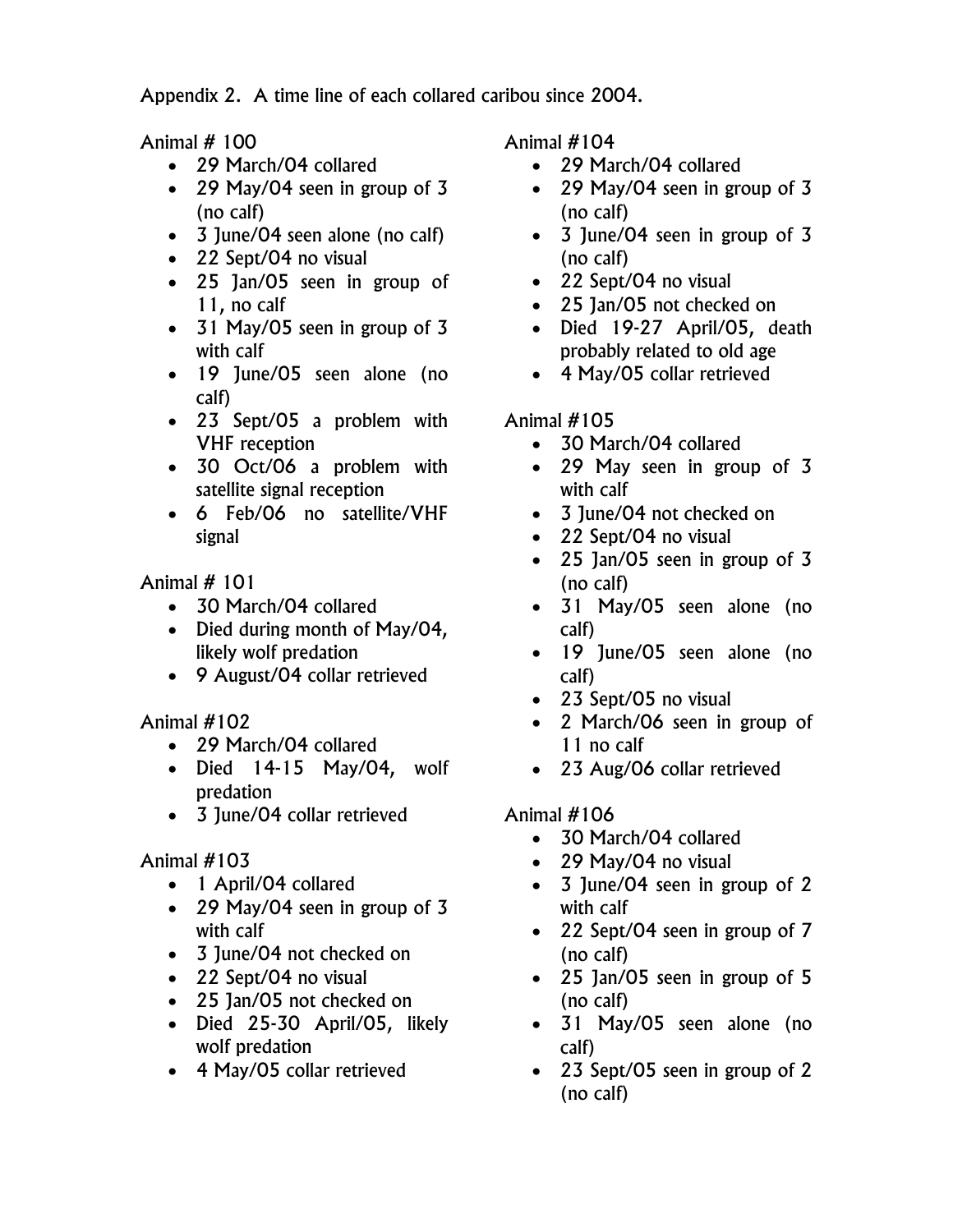Appendix 2. A time line of each collared caribou since 2004.

Animal # 100

- 29 March/04 collared
- 29 May/04 seen in group of 3 (no calf)
- 3 June/04 seen alone (no calf)
- 22 Sept/04 no visual
- 25 Jan/05 seen in group of 11, no calf
- 31 May/05 seen in group of 3 with calf
- 19 June/05 seen alone (no calf)
- 23 Sept/05 a problem with VHF reception
- 30 Oct/06 a problem with satellite signal reception
- 6 Feb/06 no satellite/VHF signal

Animal # 101

- 30 March/04 collared
- Died during month of May/04, likely wolf predation
- 9 August/04 collar retrieved

Animal #102

- 29 March/04 collared
- Died 14-15 May/04, wolf predation
- 3 June/04 collar retrieved

Animal #103

- 1 April/04 collared
- 29 May/04 seen in group of 3 with calf
- 3 June/04 not checked on
- 22 Sept/04 no visual
- 25 Jan/05 not checked on
- Died 25-30 April/05, likely wolf predation
- 4 May/05 collar retrieved

Animal #104

- 29 March/04 collared
- 29 May/04 seen in group of 3 (no calf)
- 3 June/04 seen in group of 3 (no calf)
- 22 Sept/04 no visual
- 25 Jan/05 not checked on
- Died 19-27 April/05, death probably related to old age
- 4 May/05 collar retrieved

Animal #105

- 30 March/04 collared
- 29 May seen in group of 3 with calf
- 3 June/04 not checked on
- 22 Sept/04 no visual
- 25 Jan/05 seen in group of 3 (no calf)
- 31 May/05 seen alone (no calf)
- 19 June/05 seen alone (no calf)
- 23 Sept/05 no visual
- 2 March/06 seen in group of 11 no calf
- 23 Aug/06 collar retrieved

Animal #106

- 30 March/04 collared
- 29 May/04 no visual
- 3 June/04 seen in group of 2 with calf
- 22 Sept/04 seen in group of 7 (no calf)
- 25 Jan/05 seen in group of 5 (no calf)
- 31 May/05 seen alone (no calf)
- 23 Sept/05 seen in group of 2 (no calf)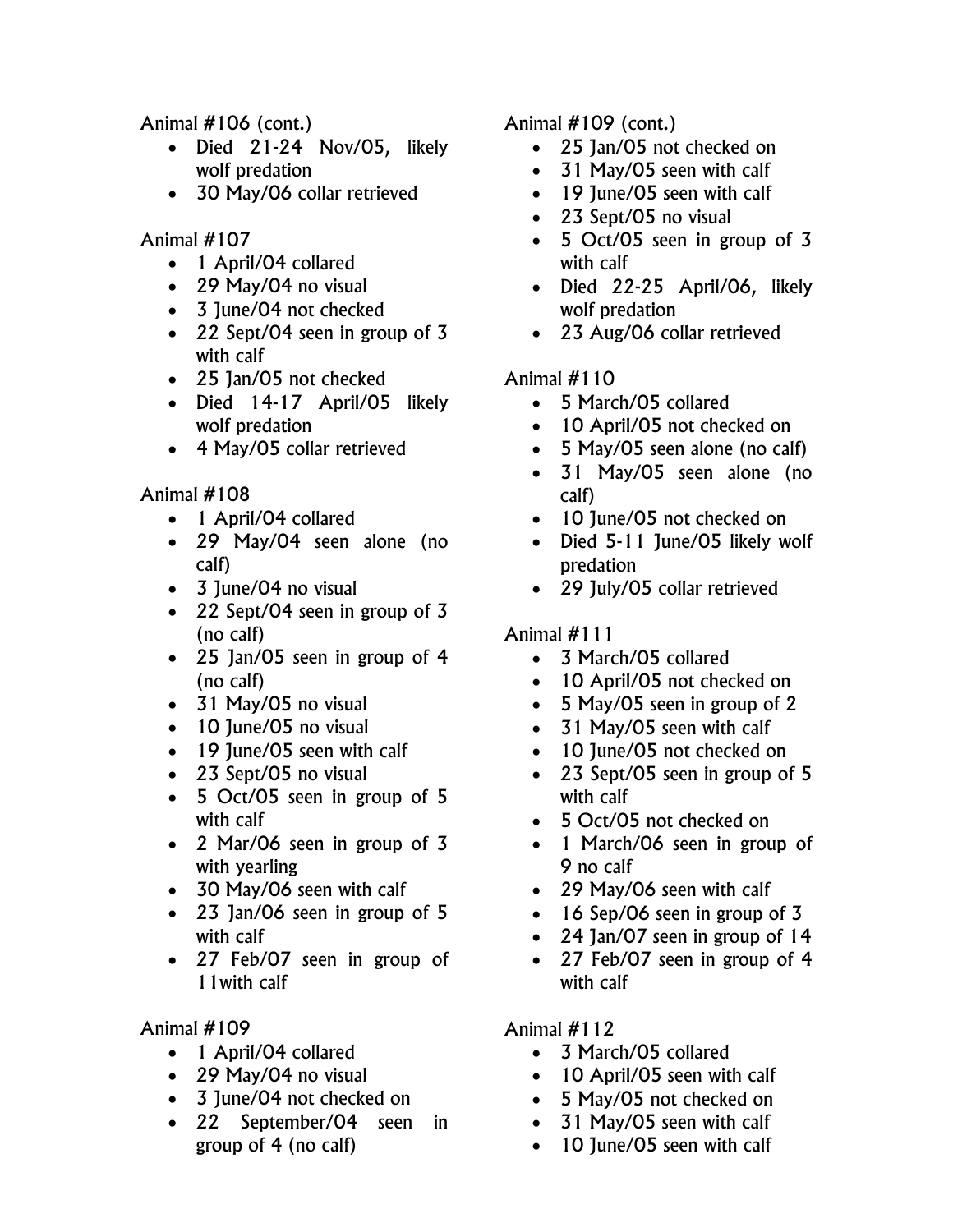Animal #106 (cont.)

- Died 21-24 Nov/05, likely wolf predation
- 30 May/06 collar retrieved

Animal #107

- 1 April/04 collared
- 29 May/04 no visual
- 3 June/04 not checked
- 22 Sept/04 seen in group of 3 with calf
- 25 Jan/05 not checked
- Died 14-17 April/05 likely wolf predation
- 4 May/05 collar retrieved

Animal #108

- 1 April/04 collared
- 29 May/04 seen alone (no calf)
- 3 June/04 no visual
- 22 Sept/04 seen in group of 3 (no calf)
- 25 Jan/05 seen in group of 4 (no calf)
- 31 May/05 no visual
- 10 June/05 no visual
- 19 June/05 seen with calf
- 23 Sept/05 no visual
- 5 Oct/05 seen in group of 5 with calf
- 2 Mar/06 seen in group of 3 with yearling
- 30 May/06 seen with calf
- 23 Jan/06 seen in group of 5 with calf
- 27 Feb/07 seen in group of 11with calf

Animal #109

- 1 April/04 collared
- 29 May/04 no visual
- 3 June/04 not checked on
- 22 September/04 seen in group of 4 (no calf)

Animal #109 (cont.)

- 25 Jan/05 not checked on
- 31 May/05 seen with calf
- 19 June/05 seen with calf
- 23 Sept/05 no visual
- 5 Oct/05 seen in group of 3 with calf
- Died 22-25 April/06, likely wolf predation
- 23 Aug/06 collar retrieved

Animal #110

- 5 March/05 collared
- 10 April/05 not checked on
- 5 May/05 seen alone (no calf)
- 31 May/05 seen alone (no calf)
- 10 June/05 not checked on
- Died 5-11 June/05 likely wolf predation
- 29 July/05 collar retrieved

Animal #111

- 3 March/05 collared
- 10 April/05 not checked on
- 5 May/05 seen in group of 2
- 31 May/05 seen with calf
- 10 June/05 not checked on
- 23 Sept/05 seen in group of 5 with calf
- 5 Oct/05 not checked on
- 1 March/06 seen in group of 9 no calf
- 29 May/06 seen with calf
- 16 Sep/06 seen in group of 3
- 24 Jan/07 seen in group of 14
- 27 Feb/07 seen in group of 4 with calf

Animal #112

- 3 March/05 collared
- 10 April/05 seen with calf
- 5 May/05 not checked on
- 31 May/05 seen with calf
- 10 June/05 seen with calf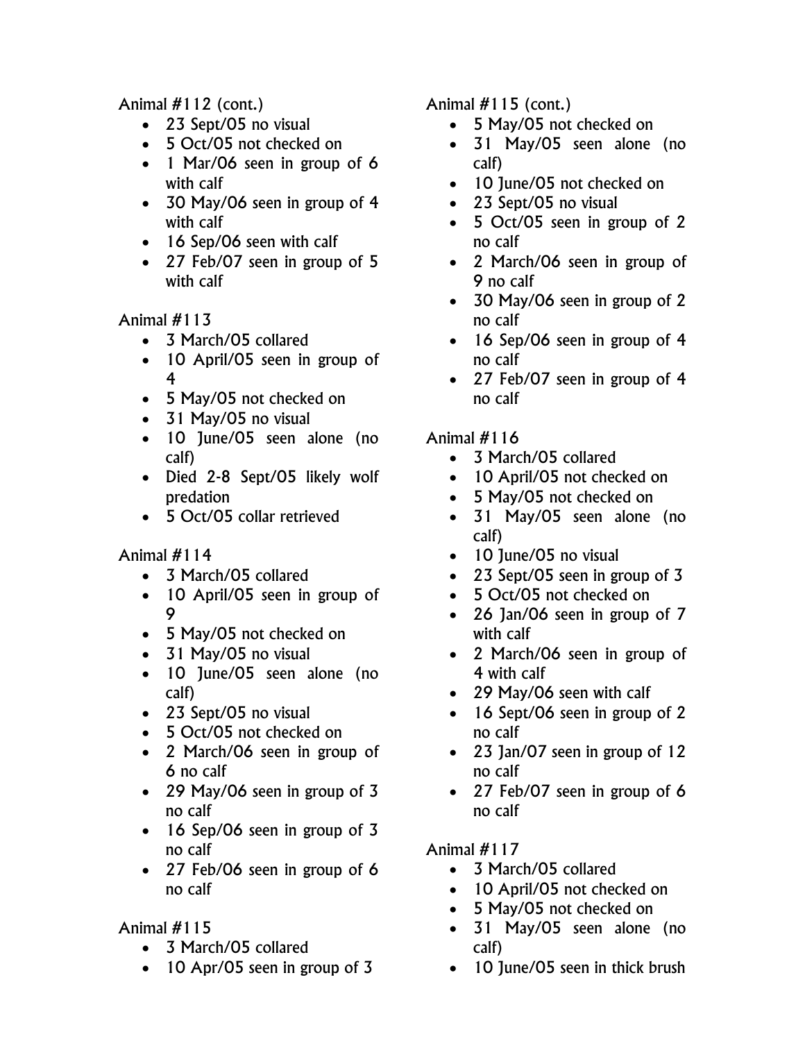Animal #112 (cont.)

- 23 Sept/05 no visual
- 5 Oct/05 not checked on
- 1 Mar/06 seen in group of 6 with calf
- 30 May/06 seen in group of 4 with calf
- 16 Sep/06 seen with calf
- 27 Feb/07 seen in group of 5 with calf

Animal #113

- 3 March/05 collared
- 10 April/05 seen in group of 4
- 5 May/05 not checked on
- 31 May/05 no visual
- 10 June/05 seen alone (no calf)
- Died 2-8 Sept/05 likely wolf predation
- 5 Oct/05 collar retrieved

Animal #114

- 3 March/05 collared
- 10 April/05 seen in group of 9
- 5 May/05 not checked on
- 31 May/05 no visual
- 10 June/05 seen alone (no calf)
- 23 Sept/05 no visual
- 5 Oct/05 not checked on
- 2 March/06 seen in group of 6 no calf
- 29 May/06 seen in group of 3 no calf
- 16 Sep/06 seen in group of 3 no calf
- 27 Feb/06 seen in group of 6 no calf

Animal #115

- 3 March/05 collared
- 10 Apr/05 seen in group of 3

Animal #115 (cont.)

- 5 May/05 not checked on
- 31 May/05 seen alone (no calf)
- 10 June/05 not checked on
- 23 Sept/05 no visual
- 5 Oct/05 seen in group of 2 no calf
- 2 March/06 seen in group of 9 no calf
- 30 May/06 seen in group of 2 no calf
- 16 Sep/06 seen in group of 4 no calf
- 27 Feb/07 seen in group of 4 no calf

Animal #116

- 3 March/05 collared
- 10 April/05 not checked on
- 5 May/05 not checked on
- 31 May/05 seen alone (no calf)
- 10 June/05 no visual
- 23 Sept/05 seen in group of 3
- 5 Oct/05 not checked on
- 26 Jan/06 seen in group of 7 with calf
- 2 March/06 seen in group of 4 with calf
- 29 May/06 seen with calf
- 16 Sept/06 seen in group of 2 no calf
- 23 Jan/07 seen in group of 12 no calf
- 27 Feb/07 seen in group of 6 no calf

Animal #117

- 3 March/05 collared
- 10 April/05 not checked on
- 5 May/05 not checked on
- 31 May/05 seen alone (no calf)
- 10 June/05 seen in thick brush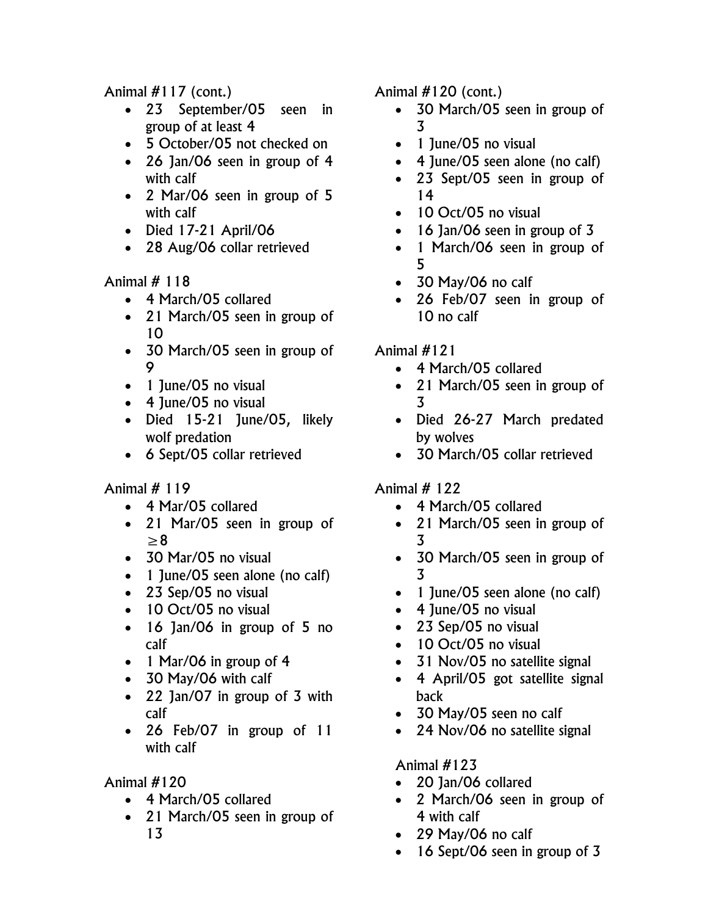Animal #117 (cont.)

- 23 September/05 seen in group of at least 4
- 5 October/05 not checked on
- 26 Jan/06 seen in group of 4 with calf
- 2 Mar/06 seen in group of 5 with calf
- Died 17-21 April/06
- 28 Aug/06 collar retrieved

Animal # 118

- 4 March/05 collared
- 21 March/05 seen in group of 10
- 30 March/05 seen in group of 9
- 1 June/05 no visual
- 4 June/05 no visual
- Died 15-21 June/05, likely wolf predation
- 6 Sept/05 collar retrieved

Animal # 119

- 4 Mar/05 collared
- 21 Mar/05 seen in group of ≥8
- 30 Mar/05 no visual
- 1 June/05 seen alone (no calf)
- 23 Sep/05 no visual
- 10 Oct/05 no visual
- 16 Jan/06 in group of 5 no calf
- 1 Mar/06 in group of 4
- 30 May/06 with calf
- 22 Jan/07 in group of 3 with calf
- 26 Feb/07 in group of 11 with calf

Animal #120

- 4 March/05 collared
- 21 March/05 seen in group of 13

Animal #120 (cont.)

- 30 March/05 seen in group of 3
- 1 June/05 no visual
- 4 June/05 seen alone (no calf)
- 23 Sept/05 seen in group of 14
- 10 Oct/05 no visual
- 16 Jan/06 seen in group of 3
- 1 March/06 seen in group of 5
- 30 May/06 no calf
- 26 Feb/07 seen in group of 10 no calf

Animal #121

- 4 March/05 collared
- 21 March/05 seen in group of 3
- Died 26-27 March predated by wolves
- 30 March/05 collar retrieved

Animal # 122

- 4 March/05 collared
- 21 March/05 seen in group of 3
- 30 March/05 seen in group of 3
- 1 June/05 seen alone (no calf)
- 4 June/05 no visual
- 23 Sep/05 no visual
- 10 Oct/05 no visual
- 31 Nov/05 no satellite signal
- 4 April/05 got satellite signal back
- 30 May/05 seen no calf
- 24 Nov/06 no satellite signal

Animal #123

- 20 Jan/06 collared
- 2 March/06 seen in group of 4 with calf
- 29 May/06 no calf
- 16 Sept/06 seen in group of 3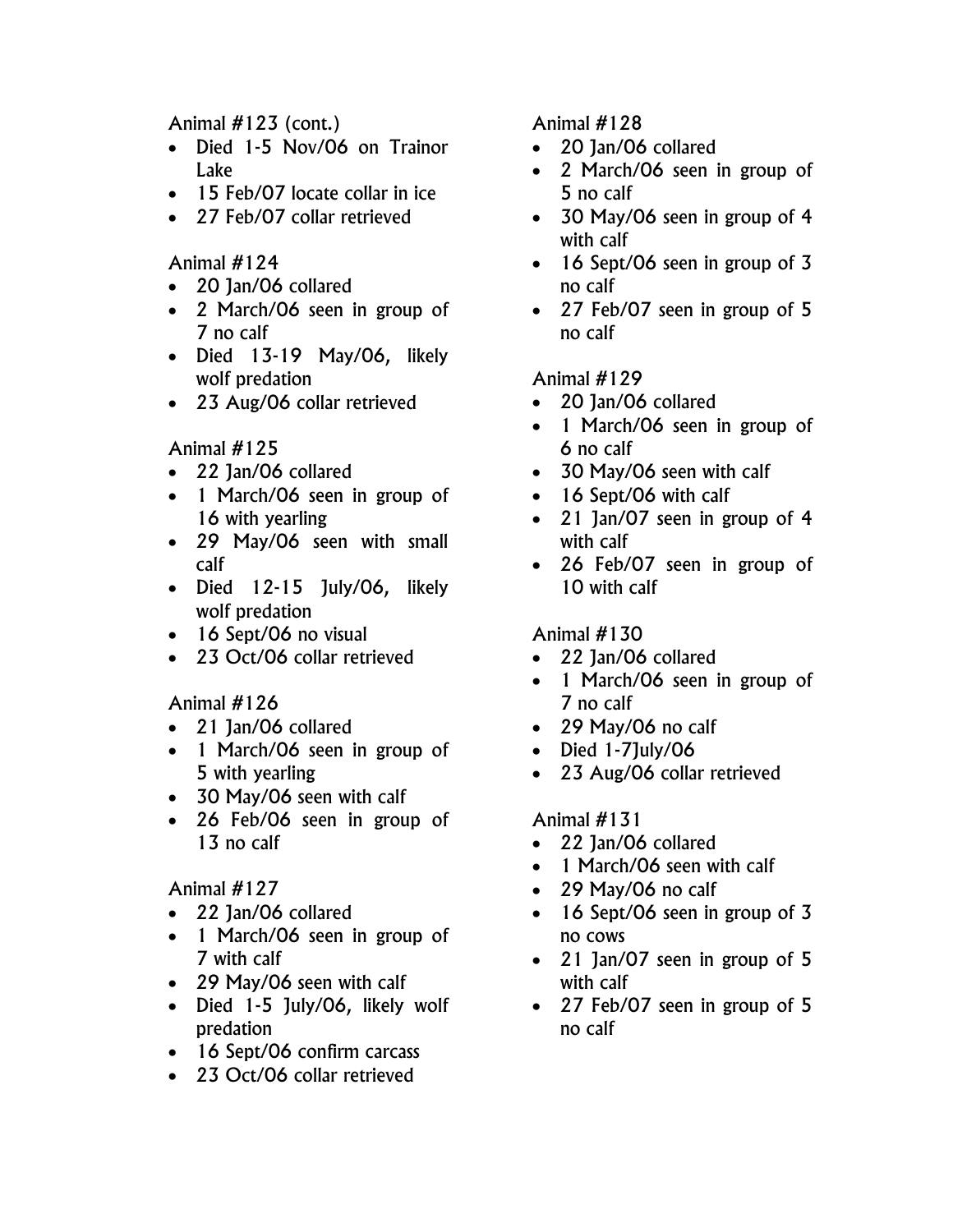Animal #123 (cont.)

- Died 1-5 Nov/06 on Trainor Lake
- 15 Feb/07 locate collar in ice
- 27 Feb/07 collar retrieved

Animal #124

- 20 Jan/06 collared
- 2 March/06 seen in group of 7 no calf
- Died 13-19 May/06, likely wolf predation
- 23 Aug/06 collar retrieved

Animal #125

- 22 Jan/06 collared
- 1 March/06 seen in group of 16 with yearling
- 29 May/06 seen with small calf
- Died 12-15 July/06, likely wolf predation
- 16 Sept/06 no visual
- 23 Oct/06 collar retrieved

Animal #126

- 21 Jan/06 collared
- 1 March/06 seen in group of 5 with yearling
- 30 May/06 seen with calf
- 26 Feb/06 seen in group of 13 no calf

Animal #127

- 22 Jan/06 collared
- 1 March/06 seen in group of 7 with calf
- 29 May/06 seen with calf
- Died 1-5 July/06, likely wolf predation
- 16 Sept/06 confirm carcass
- 23 Oct/06 collar retrieved

Animal #128

- 20 Jan/06 collared
- 2 March/06 seen in group of 5 no calf
- 30 May/06 seen in group of 4 with calf
- 16 Sept/06 seen in group of 3 no calf
- 27 Feb/07 seen in group of 5 no calf

Animal #129

- 20 Jan/06 collared
- 1 March/06 seen in group of 6 no calf
- 30 May/06 seen with calf
- 16 Sept/06 with calf
- 21 Jan/07 seen in group of 4 with calf
- 26 Feb/07 seen in group of 10 with calf

Animal #130

- 22 Jan/06 collared
- 1 March/06 seen in group of 7 no calf
- 29 May/06 no calf
- Died 1-7July/06
- 23 Aug/06 collar retrieved

Animal #131

- 22 Jan/06 collared
- 1 March/06 seen with calf
- 29 May/06 no calf
- 16 Sept/06 seen in group of 3 no cows
- 21 Jan/07 seen in group of 5 with calf
- 27 Feb/07 seen in group of 5 no calf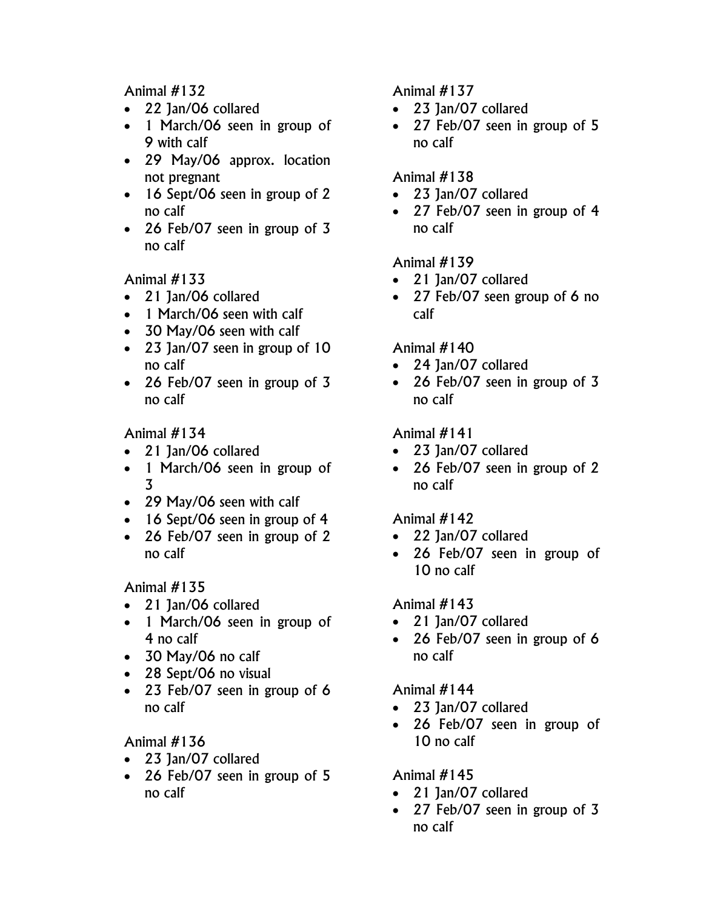Animal #132

- 22 Jan/06 collared
- 1 March/06 seen in group of 9 with calf
- 29 May/06 approx. location not pregnant
- 16 Sept/06 seen in group of 2 no calf
- 26 Feb/07 seen in group of 3 no calf

Animal #133

- 21 Jan/06 collared
- 1 March/06 seen with calf
- 30 May/06 seen with calf
- 23 Jan/07 seen in group of 10 no calf
- 26 Feb/07 seen in group of 3 no calf

Animal #134

- 21 Jan/06 collared
- 1 March/06 seen in group of 3
- 29 May/06 seen with calf
- 16 Sept/06 seen in group of 4
- 26 Feb/07 seen in group of 2 no calf

Animal #135

- 21 Jan/06 collared
- 1 March/06 seen in group of 4 no calf
- 30 May/06 no calf
- 28 Sept/06 no visual
- 23 Feb/07 seen in group of 6 no calf

Animal #136

- 23 Jan/07 collared
- 26 Feb/07 seen in group of 5 no calf

Animal #137

- 23 Jan/07 collared
- 27 Feb/07 seen in group of 5 no calf

Animal #138

- 23 Jan/07 collared
- 27 Feb/07 seen in group of 4 no calf

Animal #139

- 21 Jan/07 collared
- 27 Feb/07 seen group of 6 no calf

Animal #140

- 24 Jan/07 collared
- 26 Feb/07 seen in group of 3 no calf

Animal #141

- 23 Jan/07 collared
- 26 Feb/07 seen in group of 2 no calf

Animal #142

- 22 Jan/07 collared
- 26 Feb/07 seen in group of 10 no calf

Animal #143

- 21 Jan/07 collared
- 26 Feb/07 seen in group of 6 no calf

Animal #144

- 23 Jan/07 collared
- 26 Feb/07 seen in group of 10 no calf

Animal #145

- 21 Jan/07 collared
- 27 Feb/07 seen in group of 3 no calf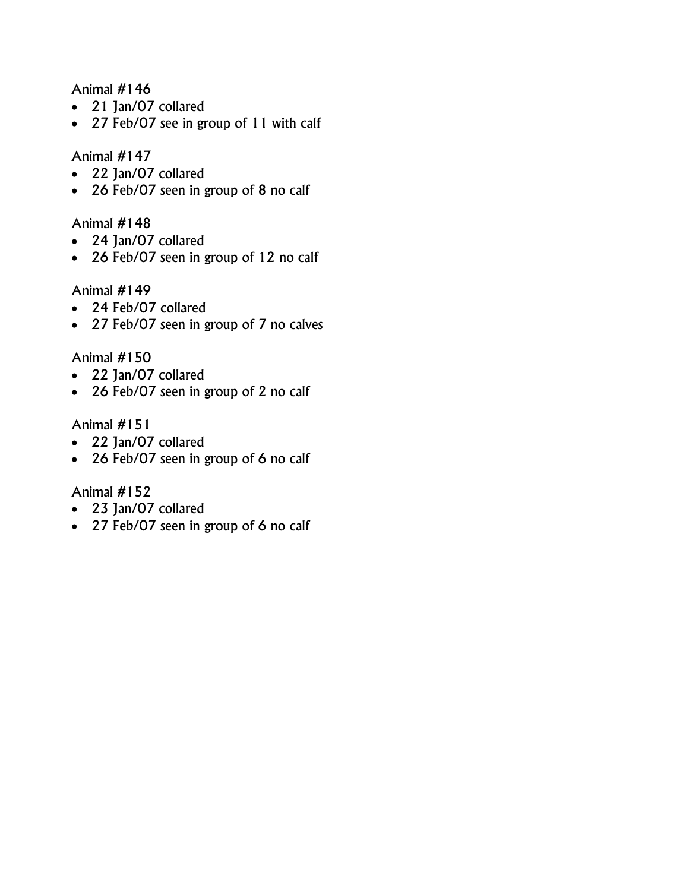Animal #146

- 21 Jan/07 collared
- 27 Feb/07 see in group of 11 with calf

Animal #147

- 22 Jan/07 collared
- 26 Feb/07 seen in group of 8 no calf

Animal #148

- 24 Jan/07 collared
- 26 Feb/07 seen in group of 12 no calf

Animal #149

- 24 Feb/07 collared
- 27 Feb/07 seen in group of 7 no calves

Animal #150

- 22 Jan/07 collared
- 26 Feb/07 seen in group of 2 no calf

Animal #151

- 22 Jan/07 collared
- 26 Feb/07 seen in group of 6 no calf

Animal #152

- 23 Jan/07 collared
- 27 Feb/07 seen in group of 6 no calf